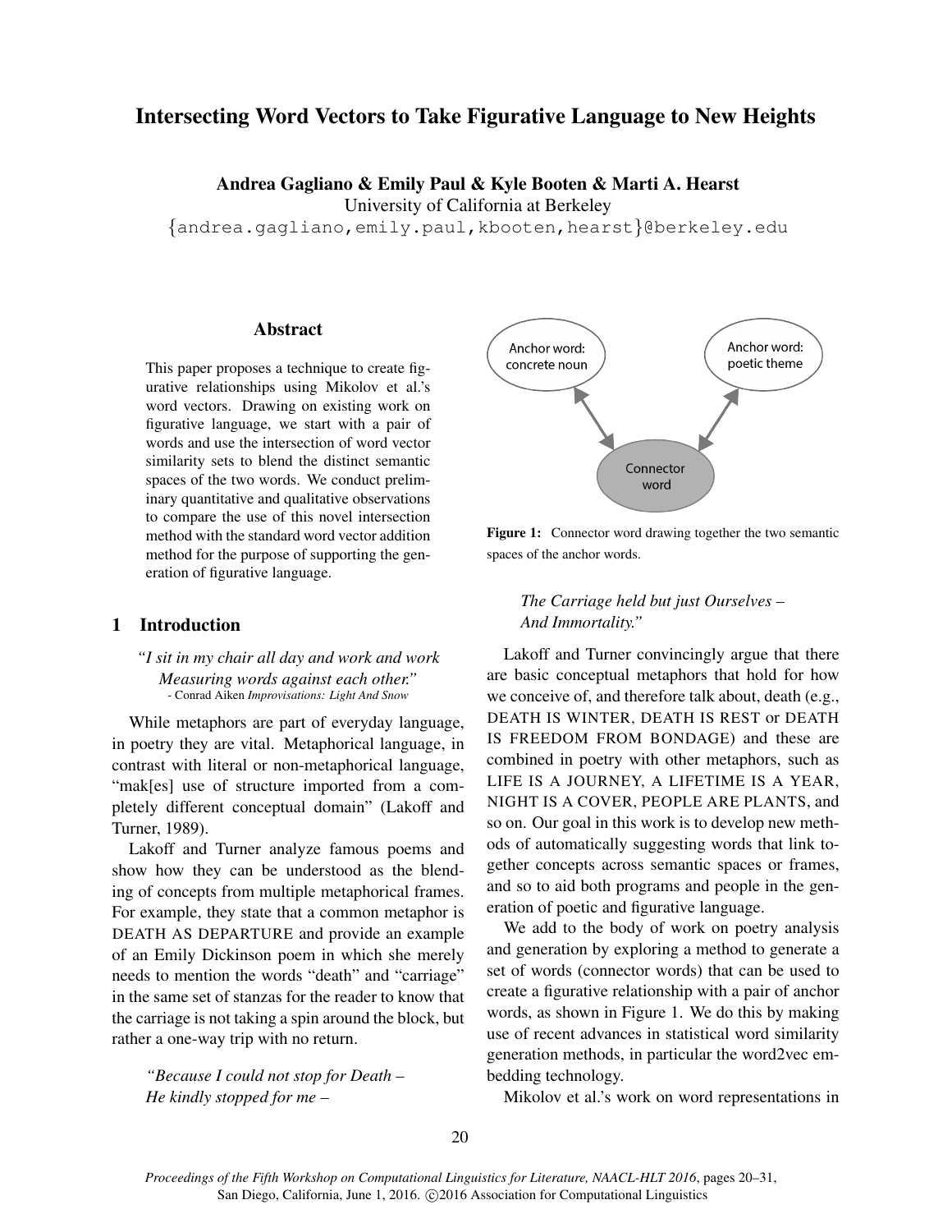# Intersecting Word Vectors to Take Figurative Language to New Heights

**Andrea Gagliano & Emily Paul & Kyle Booten & Marti A. Hearst**
University of California at Berkeley
{andrea.gagliano,emily.paul,kbooten,hearst}@berkeley.edu

## Abstract

This paper proposes a technique to create figurative relationships using Mikolov et al.'s word vectors. Drawing on existing work on figurative language, we start with a pair of words and use the intersection of word vector similarity sets to blend the distinct semantic spaces of the two words. We conduct preliminary quantitative and qualitative observations to compare the use of this novel intersection method with the standard word vector addition method for the purpose of supporting the generation of figurative language.

## 1 Introduction

*"I sit in my chair all day and work and work
Measuring words against each other."*
- Conrad Aiken *Improvisations: Light And Snow*

While metaphors are part of everyday language, in poetry they are vital. Metaphorical language, in contrast with literal or non-metaphorical language, "mak[es] use of structure imported from a completely different conceptual domain" (Lakoff and Turner, 1989).

Lakoff and Turner analyze famous poems and show how they can be understood as the blending of concepts from multiple metaphorical frames. For example, they state that a common metaphor is DEATH AS DEPARTURE and provide an example of an Emily Dickinson poem in which she merely needs to mention the words "death" and "carriage" in the same set of stanzas for the reader to know that the carriage is not taking a spin around the block, but rather a one-way trip with no return.

*"Because I could not stop for Death –
He kindly stopped for me –*

Anchor word: concrete noun — Connector word — Anchor word: poetic theme

**Figure 1:** Connector word drawing together the two semantic spaces of the anchor words.

*The Carriage held but just Ourselves –
And Immortality."*

Lakoff and Turner convincingly argue that there are basic conceptual metaphors that hold for how we conceive of, and therefore talk about, death (e.g., DEATH IS WINTER, DEATH IS REST or DEATH IS FREEDOM FROM BONDAGE) and these are combined in poetry with other metaphors, such as LIFE IS A JOURNEY, A LIFETIME IS A YEAR, NIGHT IS A COVER, PEOPLE ARE PLANTS, and so on. Our goal in this work is to develop new methods of automatically suggesting words that link together concepts across semantic spaces or frames, and so to aid both programs and people in the generation of poetic and figurative language.

We add to the body of work on poetry analysis and generation by exploring a method to generate a set of words (connector words) that can be used to create a figurative relationship with a pair of anchor words, as shown in Figure 1. We do this by making use of recent advances in statistical word similarity generation methods, in particular the word2vec embedding technology.

Mikolov et al.'s work on word representations in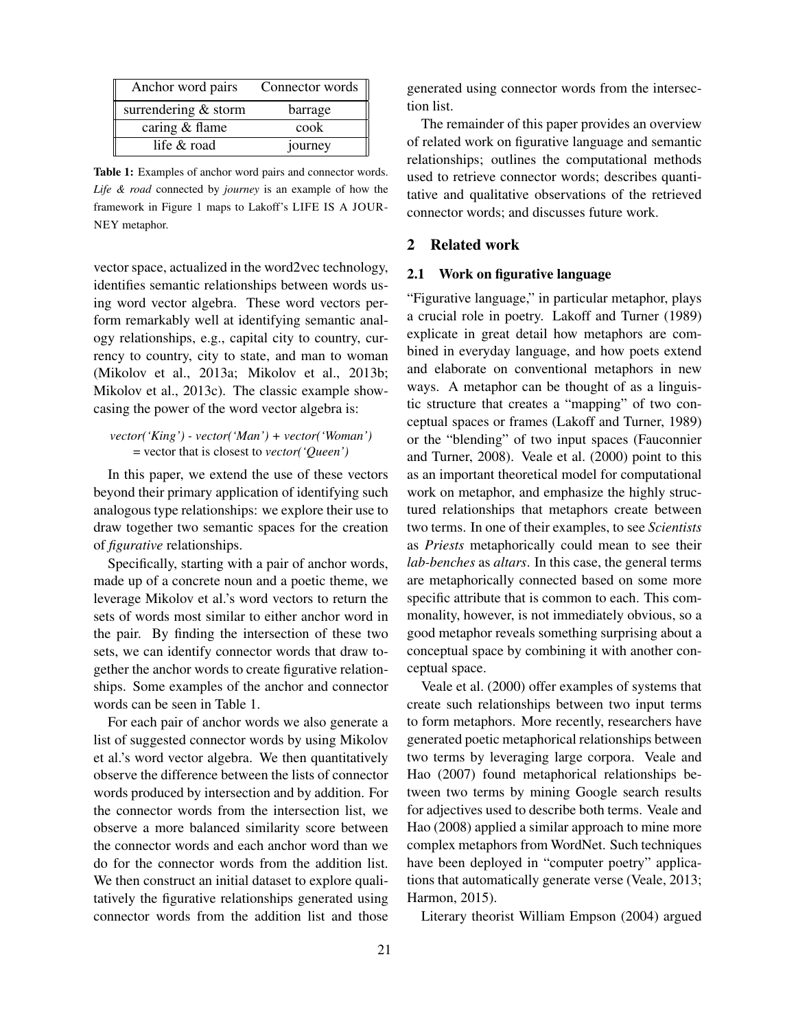| Anchor word pairs | Connector words |
|---|---|
| surrendering & storm | barrage |
| caring & flame | cook |
| life & road | journey |

**Table 1:** Examples of anchor word pairs and connector words. *Life & road* connected by *journey* is an example of how the framework in Figure 1 maps to Lakoff's LIFE IS A JOURNEY metaphor.

vector space, actualized in the word2vec technology, identifies semantic relationships between words using word vector algebra. These word vectors perform remarkably well at identifying semantic analogy relationships, e.g., capital city to country, currency to country, city to state, and man to woman (Mikolov et al., 2013a; Mikolov et al., 2013b; Mikolov et al., 2013c). The classic example showcasing the power of the word vector algebra is:

*vector('King') - vector('Man') + vector('Woman')*
= vector that is closest to *vector('Queen')*

In this paper, we extend the use of these vectors beyond their primary application of identifying such analogous type relationships: we explore their use to draw together two semantic spaces for the creation of *figurative* relationships.

Specifically, starting with a pair of anchor words, made up of a concrete noun and a poetic theme, we leverage Mikolov et al.'s word vectors to return the sets of words most similar to either anchor word in the pair. By finding the intersection of these two sets, we can identify connector words that draw together the anchor words to create figurative relationships. Some examples of the anchor and connector words can be seen in Table 1.

For each pair of anchor words we also generate a list of suggested connector words by using Mikolov et al.'s word vector algebra. We then quantitatively observe the difference between the lists of connector words produced by intersection and by addition. For the connector words from the intersection list, we observe a more balanced similarity score between the connector words and each anchor word than we do for the connector words from the addition list. We then construct an initial dataset to explore qualitatively the figurative relationships generated using connector words from the addition list and those generated using connector words from the intersection list.

The remainder of this paper provides an overview of related work on figurative language and semantic relationships; outlines the computational methods used to retrieve connector words; describes quantitative and qualitative observations of the retrieved connector words; and discusses future work.

## 2 Related work

### 2.1 Work on figurative language

"Figurative language," in particular metaphor, plays a crucial role in poetry. Lakoff and Turner (1989) explicate in great detail how metaphors are combined in everyday language, and how poets extend and elaborate on conventional metaphors in new ways. A metaphor can be thought of as a linguistic structure that creates a "mapping" of two conceptual spaces or frames (Lakoff and Turner, 1989) or the "blending" of two input spaces (Fauconnier and Turner, 2008). Veale et al. (2000) point to this as an important theoretical model for computational work on metaphor, and emphasize the highly structured relationships that metaphors create between two terms. In one of their examples, to see *Scientists* as *Priests* metaphorically could mean to see their *lab-benches* as *altars*. In this case, the general terms are metaphorically connected based on some more specific attribute that is common to each. This commonality, however, is not immediately obvious, so a good metaphor reveals something surprising about a conceptual space by combining it with another conceptual space.

Veale et al. (2000) offer examples of systems that create such relationships between two input terms to form metaphors. More recently, researchers have generated poetic metaphorical relationships between two terms by leveraging large corpora. Veale and Hao (2007) found metaphorical relationships between two terms by mining Google search results for adjectives used to describe both terms. Veale and Hao (2008) applied a similar approach to mine more complex metaphors from WordNet. Such techniques have been deployed in "computer poetry" applications that automatically generate verse (Veale, 2013; Harmon, 2015).

Literary theorist William Empson (2004) argued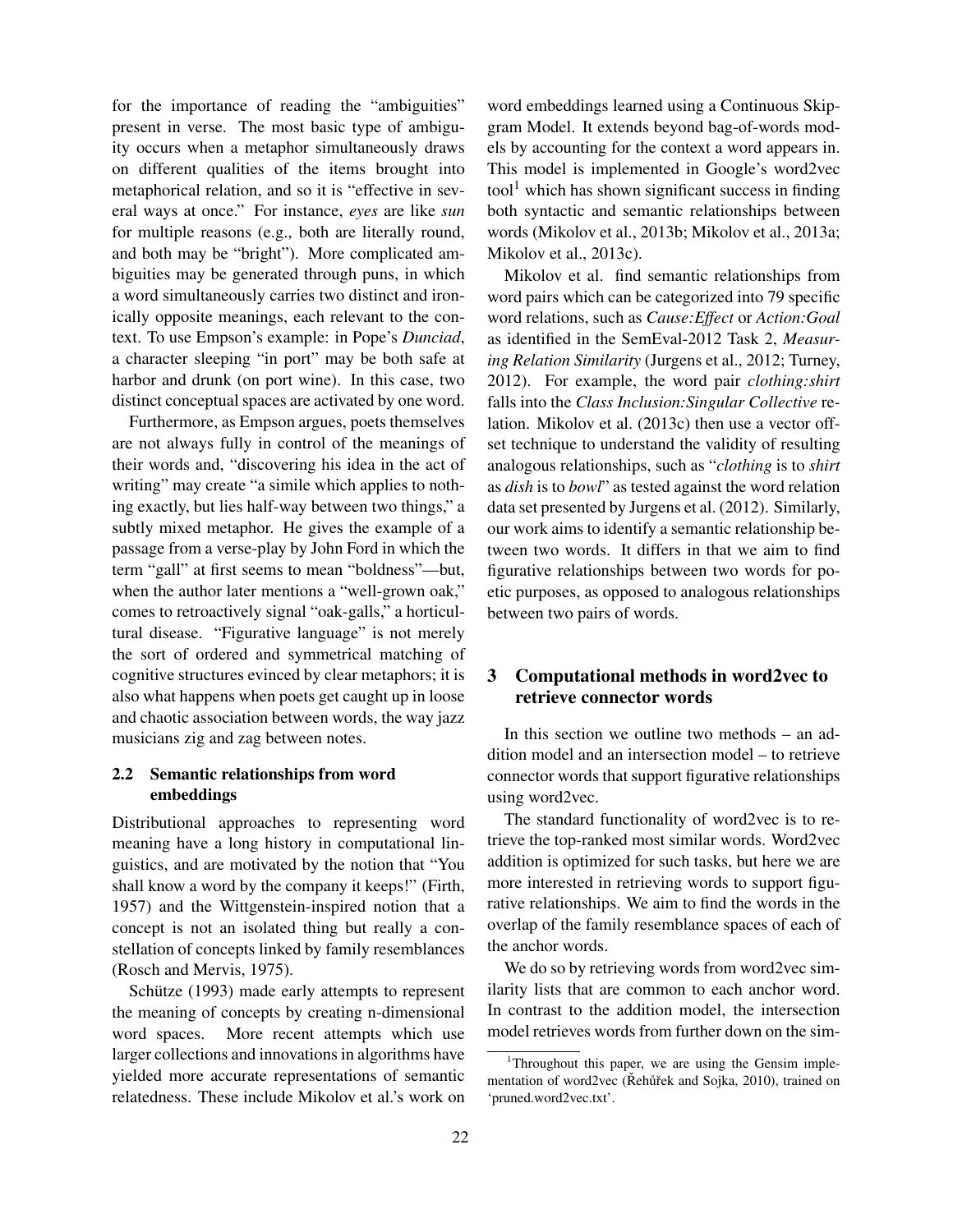for the importance of reading the "ambiguities" present in verse. The most basic type of ambiguity occurs when a metaphor simultaneously draws on different qualities of the items brought into metaphorical relation, and so it is "effective in several ways at once." For instance, *eyes* are like *sun* for multiple reasons (e.g., both are literally round, and both may be "bright"). More complicated ambiguities may be generated through puns, in which a word simultaneously carries two distinct and ironically opposite meanings, each relevant to the context. To use Empson's example: in Pope's *Dunciad*, a character sleeping "in port" may be both safe at harbor and drunk (on port wine). In this case, two distinct conceptual spaces are activated by one word.

Furthermore, as Empson argues, poets themselves are not always fully in control of the meanings of their words and, "discovering his idea in the act of writing" may create "a simile which applies to nothing exactly, but lies half-way between two things," a subtly mixed metaphor. He gives the example of a passage from a verse-play by John Ford in which the term "gall" at first seems to mean "boldness"—but, when the author later mentions a "well-grown oak," comes to retroactively signal "oak-galls," a horticultural disease. "Figurative language" is not merely the sort of ordered and symmetrical matching of cognitive structures evinced by clear metaphors; it is also what happens when poets get caught up in loose and chaotic association between words, the way jazz musicians zig and zag between notes.

### 2.2 Semantic relationships from word embeddings

Distributional approaches to representing word meaning have a long history in computational linguistics, and are motivated by the notion that "You shall know a word by the company it keeps!" (Firth, 1957) and the Wittgenstein-inspired notion that a concept is not an isolated thing but really a constellation of concepts linked by family resemblances (Rosch and Mervis, 1975).

Schütze (1993) made early attempts to represent the meaning of concepts by creating n-dimensional word spaces. More recent attempts which use larger collections and innovations in algorithms have yielded more accurate representations of semantic relatedness. These include Mikolov et al.'s work on word embeddings learned using a Continuous Skip-gram Model. It extends beyond bag-of-words models by accounting for the context a word appears in. This model is implemented in Google's word2vec tool[1] which has shown significant success in finding both syntactic and semantic relationships between words (Mikolov et al., 2013b; Mikolov et al., 2013a; Mikolov et al., 2013c).

Mikolov et al. find semantic relationships from word pairs which can be categorized into 79 specific word relations, such as *Cause:Effect* or *Action:Goal* as identified in the SemEval-2012 Task 2, *Measuring Relation Similarity* (Jurgens et al., 2012; Turney, 2012). For example, the word pair *clothing:shirt* falls into the *Class Inclusion:Singular Collective* relation. Mikolov et al. (2013c) then use a vector offset technique to understand the validity of resulting analogous relationships, such as "*clothing* is to *shirt* as *dish* is to *bowl*" as tested against the word relation data set presented by Jurgens et al. (2012). Similarly, our work aims to identify a semantic relationship between two words. It differs in that we aim to find figurative relationships between two words for poetic purposes, as opposed to analogous relationships between two pairs of words.

## 3 Computational methods in word2vec to retrieve connector words

In this section we outline two methods – an addition model and an intersection model – to retrieve connector words that support figurative relationships using word2vec.

The standard functionality of word2vec is to retrieve the top-ranked most similar words. Word2vec addition is optimized for such tasks, but here we are more interested in retrieving words to support figurative relationships. We aim to find the words in the overlap of the family resemblance spaces of each of the anchor words.

We do so by retrieving words from word2vec similarity lists that are common to each anchor word. In contrast to the addition model, the intersection model retrieves words from further down on the sim-

[1] Throughout this paper, we are using the Gensim implementation of word2vec (Řehůřek and Sojka, 2010), trained on 'pruned.word2vec.txt'.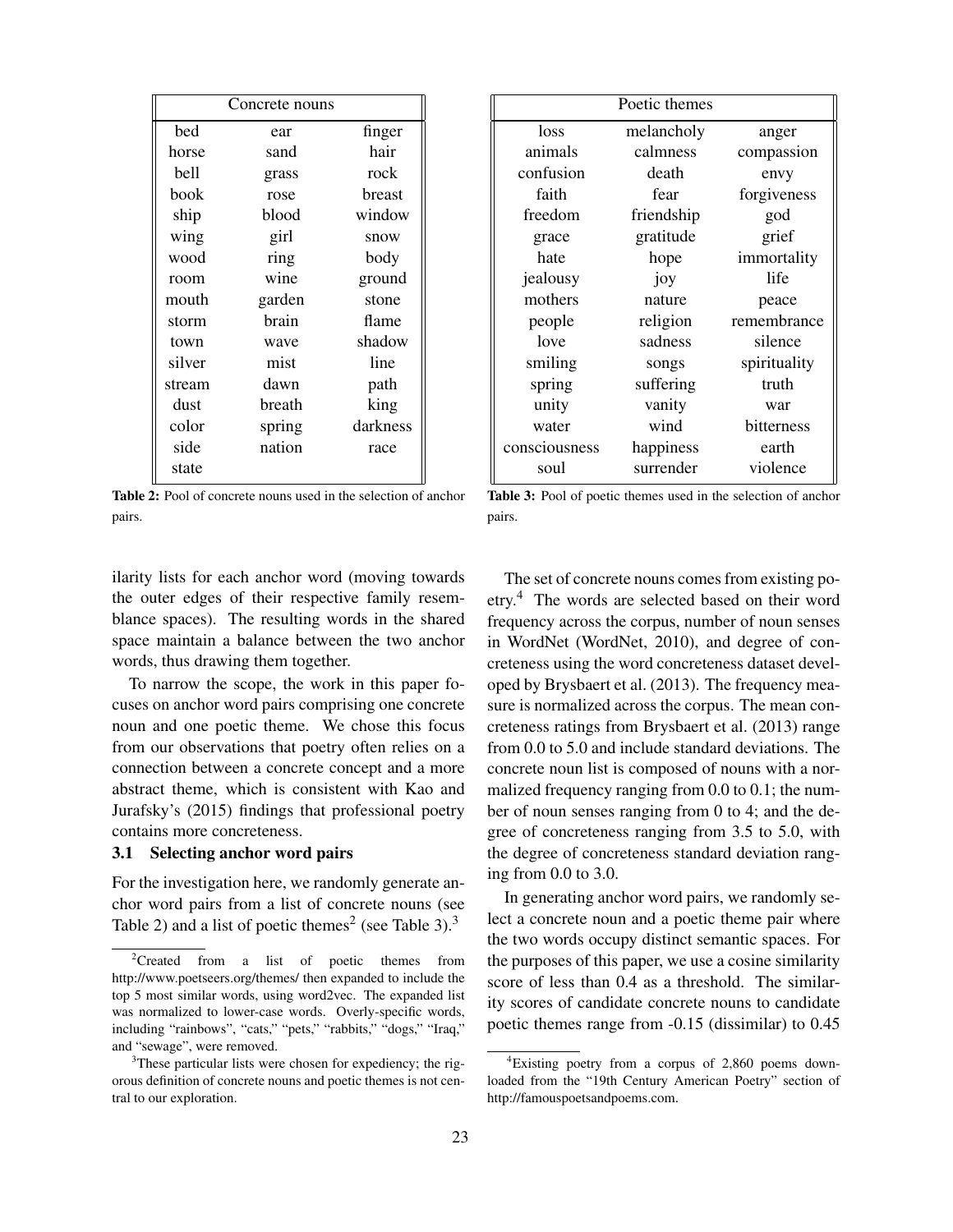| Concrete nouns | | |
|---|---|---|
| bed | ear | finger |
| horse | sand | hair |
| bell | grass | rock |
| book | rose | breast |
| ship | blood | window |
| wing | girl | snow |
| wood | ring | body |
| room | wine | ground |
| mouth | garden | stone |
| storm | brain | flame |
| town | wave | shadow |
| silver | mist | line |
| stream | dawn | path |
| dust | breath | king |
| color | spring | darkness |
| side | nation | race |
| state | | |

**Table 2:** Pool of concrete nouns used in the selection of anchor pairs.

| Poetic themes | | |
|---|---|---|
| loss | melancholy | anger |
| animals | calmness | compassion |
| confusion | death | envy |
| faith | fear | forgiveness |
| freedom | friendship | god |
| grace | gratitude | grief |
| hate | hope | immortality |
| jealousy | joy | life |
| mothers | nature | peace |
| people | religion | remembrance |
| love | sadness | silence |
| smiling | songs | spirituality |
| spring | suffering | truth |
| unity | vanity | war |
| water | wind | bitterness |
| consciousness | happiness | earth |
| soul | surrender | violence |

**Table 3:** Pool of poetic themes used in the selection of anchor pairs.

ilarity lists for each anchor word (moving towards the outer edges of their respective family resemblance spaces). The resulting words in the shared space maintain a balance between the two anchor words, thus drawing them together.

To narrow the scope, the work in this paper focuses on anchor word pairs comprising one concrete noun and one poetic theme. We chose this focus from our observations that poetry often relies on a connection between a concrete concept and a more abstract theme, which is consistent with Kao and Jurafsky's (2015) findings that professional poetry contains more concreteness.

### 3.1 Selecting anchor word pairs

For the investigation here, we randomly generate anchor word pairs from a list of concrete nouns (see Table 2) and a list of poetic themes[2] (see Table 3).[3]

The set of concrete nouns comes from existing poetry.[4] The words are selected based on their word frequency across the corpus, number of noun senses in WordNet (WordNet, 2010), and degree of concreteness using the word concreteness dataset developed by Brysbaert et al. (2013). The frequency measure is normalized across the corpus. The mean concreteness ratings from Brysbaert et al. (2013) range from 0.0 to 5.0 and include standard deviations. The concrete noun list is composed of nouns with a normalized frequency ranging from 0.0 to 0.1; the number of noun senses ranging from 0 to 4; and the degree of concreteness ranging from 3.5 to 5.0, with the degree of concreteness standard deviation ranging from 0.0 to 3.0.

In generating anchor word pairs, we randomly select a concrete noun and a poetic theme pair where the two words occupy distinct semantic spaces. For the purposes of this paper, we use a cosine similarity score of less than 0.4 as a threshold. The similarity scores of candidate concrete nouns to candidate poetic themes range from -0.15 (dissimilar) to 0.45

[2] Created from a list of poetic themes from http://www.poetseers.org/themes/ then expanded to include the top 5 most similar words, using word2vec. The expanded list was normalized to lower-case words. Overly-specific words, including "rainbows", "cats," "pets," "rabbits," "dogs," "Iraq," and "sewage", were removed.

[3] These particular lists were chosen for expediency; the rigorous definition of concrete nouns and poetic themes is not central to our exploration.

[4] Existing poetry from a corpus of 2,860 poems downloaded from the "19th Century American Poetry" section of http://famouspoetsandpoems.com.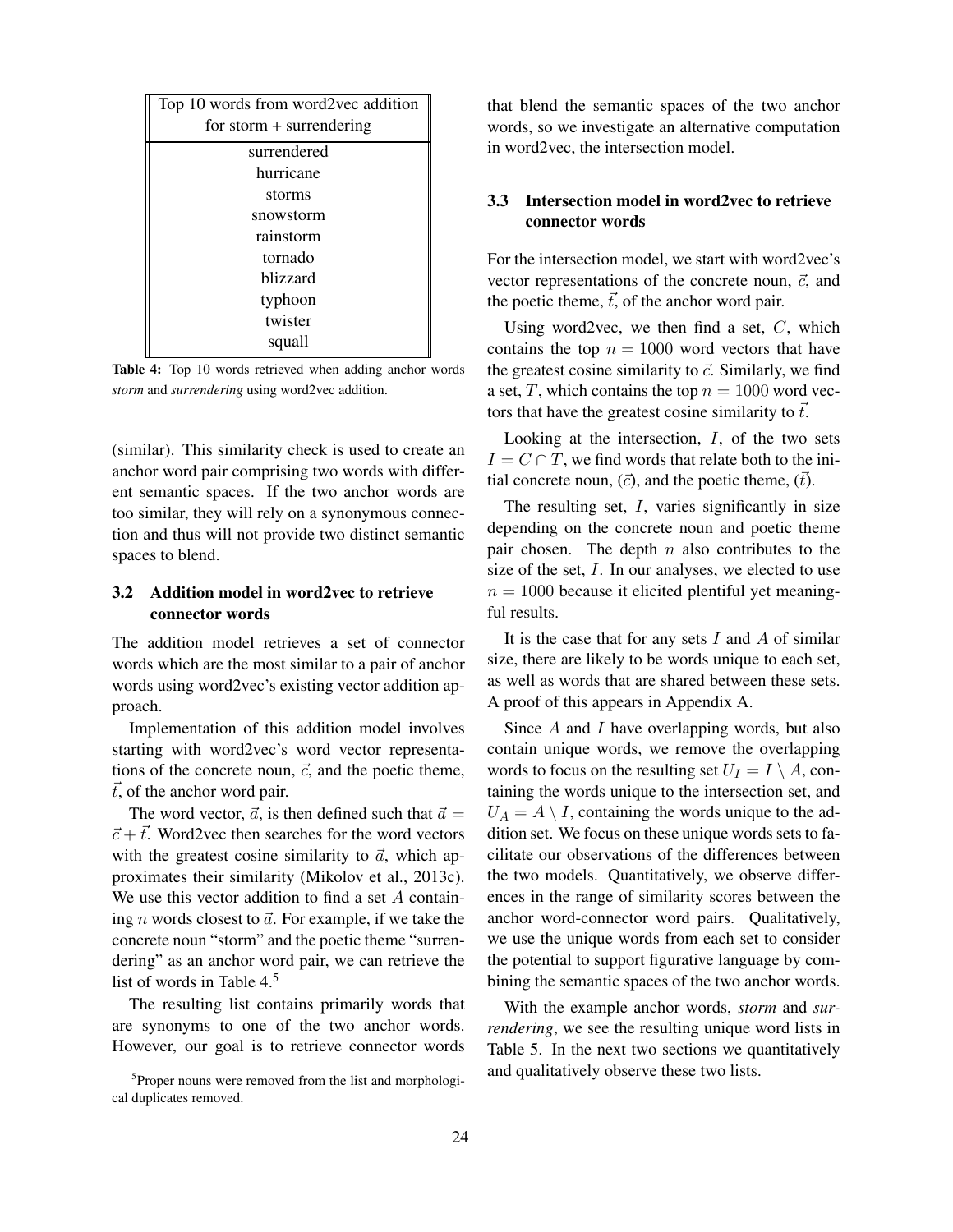| Top 10 words from word2vec addition for storm + surrendering |
|---|
| surrendered |
| hurricane |
| storms |
| snowstorm |
| rainstorm |
| tornado |
| blizzard |
| typhoon |
| twister |
| squall |

**Table 4:** Top 10 words retrieved when adding anchor words *storm* and *surrendering* using word2vec addition.

(similar). This similarity check is used to create an anchor word pair comprising two words with different semantic spaces. If the two anchor words are too similar, they will rely on a synonymous connection and thus will not provide two distinct semantic spaces to blend.

### 3.2 Addition model in word2vec to retrieve connector words

The addition model retrieves a set of connector words which are the most similar to a pair of anchor words using word2vec's existing vector addition approach.

Implementation of this addition model involves starting with word2vec's word vector representations of the concrete noun, $\vec{c}$, and the poetic theme, $\vec{t}$, of the anchor word pair.

The word vector, $\vec{a}$, is then defined such that $\vec{a} = \vec{c} + \vec{t}$. Word2vec then searches for the word vectors with the greatest cosine similarity to $\vec{a}$, which approximates their similarity (Mikolov et al., 2013c). We use this vector addition to find a set $A$ containing $n$ words closest to $\vec{a}$. For example, if we take the concrete noun "storm" and the poetic theme "surrendering" as an anchor word pair, we can retrieve the list of words in Table 4.[5]

The resulting list contains primarily words that are synonyms to one of the two anchor words. However, our goal is to retrieve connector words that blend the semantic spaces of the two anchor words, so we investigate an alternative computation in word2vec, the intersection model.

[5] Proper nouns were removed from the list and morphological duplicates removed.

### 3.3 Intersection model in word2vec to retrieve connector words

For the intersection model, we start with word2vec's vector representations of the concrete noun, $\vec{c}$, and the poetic theme, $\vec{t}$, of the anchor word pair.

Using word2vec, we then find a set, $C$, which contains the top $n = 1000$ word vectors that have the greatest cosine similarity to $\vec{c}$. Similarly, we find a set, $T$, which contains the top $n = 1000$ word vectors that have the greatest cosine similarity to $\vec{t}$.

Looking at the intersection, $I$, of the two sets $I = C \cap T$, we find words that relate both to the initial concrete noun, ($\vec{c}$), and the poetic theme, ($\vec{t}$).

The resulting set, $I$, varies significantly in size depending on the concrete noun and poetic theme pair chosen. The depth $n$ also contributes to the size of the set, $I$. In our analyses, we elected to use $n = 1000$ because it elicited plentiful yet meaningful results.

It is the case that for any sets $I$ and $A$ of similar size, there are likely to be words unique to each set, as well as words that are shared between these sets. A proof of this appears in Appendix A.

Since $A$ and $I$ have overlapping words, but also contain unique words, we remove the overlapping words to focus on the resulting set $U_I = I \setminus A$, containing the words unique to the intersection set, and $U_A = A \setminus I$, containing the words unique to the addition set. We focus on these unique words sets to facilitate our observations of the differences between the two models. Quantitatively, we observe differences in the range of similarity scores between the anchor word-connector word pairs. Qualitatively, we use the unique words from each set to consider the potential to support figurative language by combining the semantic spaces of the two anchor words.

With the example anchor words, *storm* and *surrendering*, we see the resulting unique word lists in Table 5. In the next two sections we quantitatively and qualitatively observe these two lists.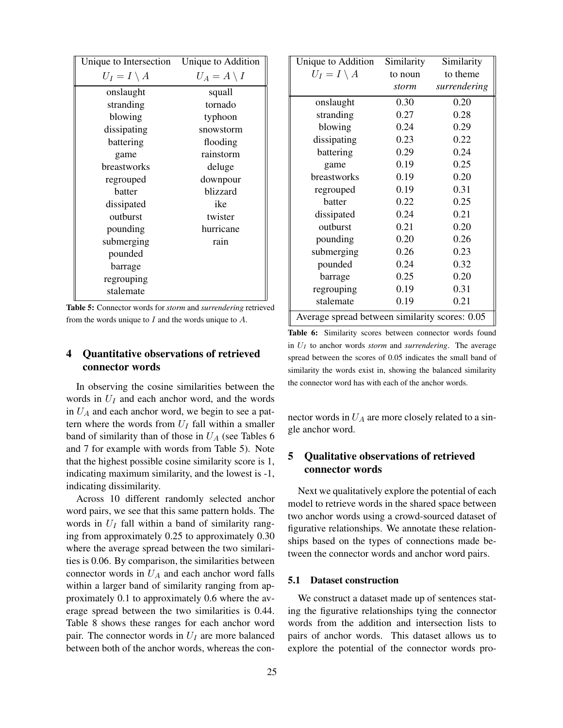| Unique to Intersection $U_I = I \setminus A$ | Unique to Addition $U_A = A \setminus I$ |
|---|---|
| onslaught | squall |
| stranding | tornado |
| blowing | typhoon |
| dissipating | snowstorm |
| battering | flooding |
| game | rainstorm |
| breastworks | deluge |
| regrouped | downpour |
| batter | blizzard |
| dissipated | ike |
| outburst | twister |
| pounding | hurricane |
| submerging | rain |
| pounded | |
| barrage | |
| regrouping | |
| stalemate | |

**Table 5:** Connector words for *storm* and *surrendering* retrieved from the words unique to $I$ and the words unique to $A$.

## 4 Quantitative observations of retrieved connector words

In observing the cosine similarities between the words in $U_I$ and each anchor word, and the words in $U_A$ and each anchor word, we begin to see a pattern where the words from $U_I$ fall within a smaller band of similarity than of those in $U_A$ (see Tables 6 and 7 for example with words from Table 5). Note that the highest possible cosine similarity score is 1, indicating maximum similarity, and the lowest is -1, indicating dissimilarity.

Across 10 different randomly selected anchor word pairs, we see that this same pattern holds. The words in $U_I$ fall within a band of similarity ranging from approximately 0.25 to approximately 0.30 where the average spread between the two similarities is 0.06. By comparison, the similarities between connector words in $U_A$ and each anchor word falls within a larger band of similarity ranging from approximately 0.1 to approximately 0.6 where the average spread between the two similarities is 0.44. Table 8 shows these ranges for each anchor word pair. The connector words in $U_I$ are more balanced between both of the anchor words, whereas the connector words in $U_A$ are more closely related to a single anchor word.

| Unique to Addition $U_I = I \setminus A$ | Similarity to noun *storm* | Similarity to theme *surrendering* |
|---|---|---|
| onslaught | 0.30 | 0.20 |
| stranding | 0.27 | 0.28 |
| blowing | 0.24 | 0.29 |
| dissipating | 0.23 | 0.22 |
| battering | 0.29 | 0.24 |
| game | 0.19 | 0.25 |
| breastworks | 0.19 | 0.20 |
| regrouped | 0.19 | 0.31 |
| batter | 0.22 | 0.25 |
| dissipated | 0.24 | 0.21 |
| outburst | 0.21 | 0.20 |
| pounding | 0.20 | 0.26 |
| submerging | 0.26 | 0.23 |
| pounded | 0.24 | 0.32 |
| barrage | 0.25 | 0.20 |
| regrouping | 0.19 | 0.31 |
| stalemate | 0.19 | 0.21 |
| Average spread between similarity scores: 0.05 | | |

**Table 6:** Similarity scores between connector words found in $U_I$ to anchor words *storm* and *surrendering*. The average spread between the scores of 0.05 indicates the small band of similarity the words exist in, showing the balanced similarity the connector word has with each of the anchor words.

## 5 Qualitative observations of retrieved connector words

Next we qualitatively explore the potential of each model to retrieve words in the shared space between two anchor words using a crowd-sourced dataset of figurative relationships. We annotate these relationships based on the types of connections made between the connector words and anchor word pairs.

### 5.1 Dataset construction

We construct a dataset made up of sentences stating the figurative relationships tying the connector words from the addition and intersection lists to pairs of anchor words. This dataset allows us to explore the potential of the connector words pro-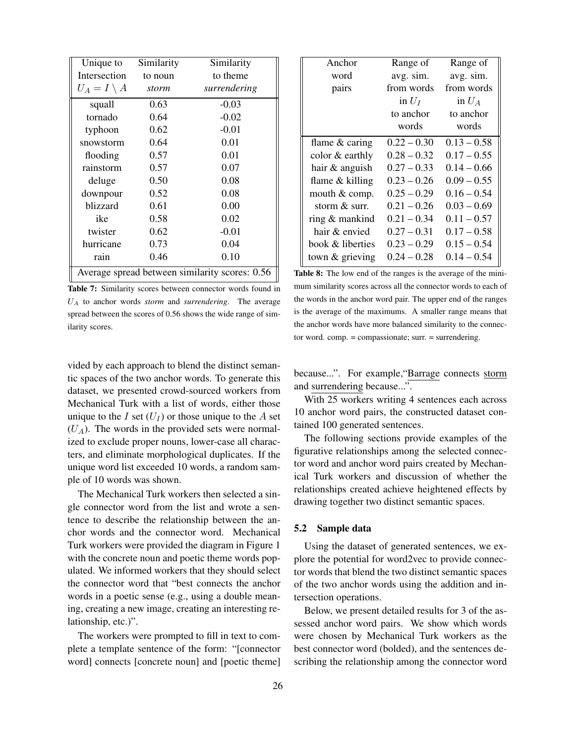| Unique to Intersection $U_A = I \setminus A$ | Similarity to noun *storm* | Similarity to theme *surrendering* |
|---|---|---|
| squall | 0.63 | -0.03 |
| tornado | 0.64 | -0.02 |
| typhoon | 0.62 | -0.01 |
| snowstorm | 0.64 | 0.01 |
| flooding | 0.57 | 0.01 |
| rainstorm | 0.57 | 0.07 |
| deluge | 0.50 | 0.08 |
| downpour | 0.52 | 0.08 |
| blizzard | 0.61 | 0.00 |
| ike | 0.58 | 0.02 |
| twister | 0.62 | -0.01 |
| hurricane | 0.73 | 0.04 |
| rain | 0.46 | 0.10 |
| Average spread between similarity scores: 0.56 | | |

**Table 7:** Similarity scores between connector words found in $U_A$ to anchor words *storm* and *surrendering*. The average spread between the scores of 0.56 shows the wide range of similarity scores.

| Anchor word pairs | Range of avg. sim. from words in $U_I$ to anchor words | Range of avg. sim. from words in $U_A$ to anchor words |
|---|---|---|
| flame & caring | 0.22 – 0.30 | 0.13 – 0.58 |
| color & earthly | 0.28 – 0.32 | 0.17 – 0.55 |
| hair & anguish | 0.27 – 0.33 | 0.14 – 0.66 |
| flame & killing | 0.23 – 0.26 | 0.09 – 0.55 |
| mouth & comp. | 0.25 – 0.29 | 0.16 – 0.54 |
| storm & surr. | 0.21 – 0.26 | 0.03 – 0.69 |
| ring & mankind | 0.21 – 0.34 | 0.11 – 0.57 |
| hair & envied | 0.27 – 0.31 | 0.17 – 0.58 |
| book & liberties | 0.23 – 0.29 | 0.15 – 0.54 |
| town & grieving | 0.24 – 0.28 | 0.14 – 0.54 |

**Table 8:** The low end of the ranges is the average of the minimum similarity scores across all the connector words to each of the words in the anchor word pair. The upper end of the ranges is the average of the maximums. A smaller range means that the anchor words have more balanced similarity to the connector word. comp. = compassionate; surr. = surrendering.

vided by each approach to blend the distinct semantic spaces of the two anchor words. To generate this dataset, we presented crowd-sourced workers from Mechanical Turk with a list of words, either those unique to the $I$ set ($U_I$) or those unique to the $A$ set ($U_A$). The words in the provided sets were normalized to exclude proper nouns, lower-case all characters, and eliminate morphological duplicates. If the unique word list exceeded 10 words, a random sample of 10 words was shown.

The Mechanical Turk workers then selected a single connector word from the list and wrote a sentence to describe the relationship between the anchor words and the connector word. Mechanical Turk workers were provided the diagram in Figure 1 with the concrete noun and poetic theme words populated. We informed workers that they should select the connector word that "best connects the anchor words in a poetic sense (e.g., using a double meaning, creating a new image, creating an interesting relationship, etc.)".

The workers were prompted to fill in text to complete a template sentence of the form: "[connector word] connects [concrete noun] and [poetic theme] because...". For example,"Barrage connects storm and surrendering because...".

With 25 workers writing 4 sentences each across 10 anchor word pairs, the constructed dataset contained 100 generated sentences.

The following sections provide examples of the figurative relationships among the selected connector word and anchor word pairs created by Mechanical Turk workers and discussion of whether the relationships created achieve heightened effects by drawing together two distinct semantic spaces.

### 5.2 Sample data

Using the dataset of generated sentences, we explore the potential for word2vec to provide connector words that blend the two distinct semantic spaces of the two anchor words using the addition and intersection operations.

Below, we present detailed results for 3 of the assessed anchor word pairs. We show which words were chosen by Mechanical Turk workers as the best connector word (bolded), and the sentences describing the relationship among the connector word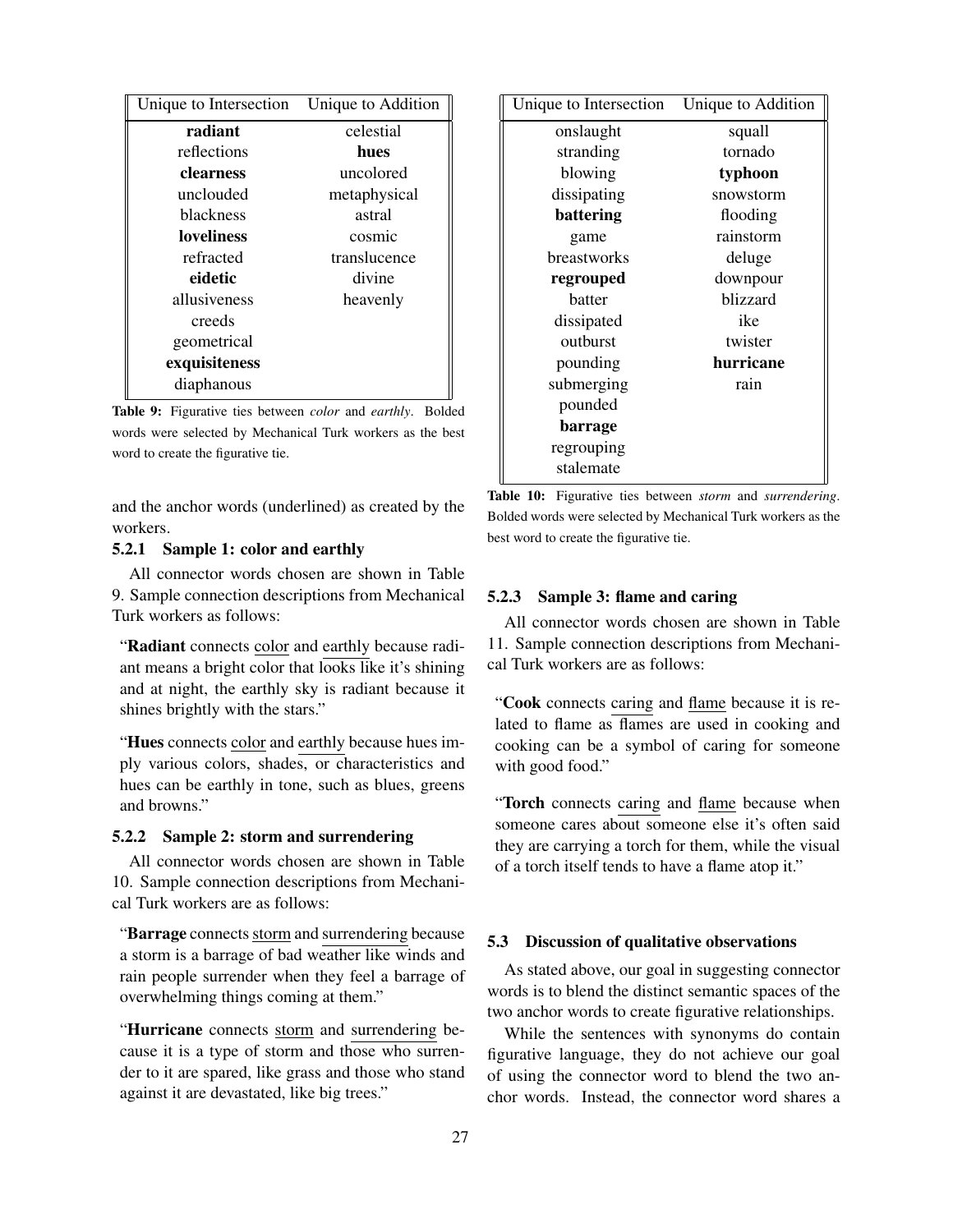| Unique to Intersection | Unique to Addition |
|---|---|
| **radiant** | celestial |
| reflections | **hues** |
| **clearness** | uncolored |
| unclouded | metaphysical |
| blackness | astral |
| **loveliness** | cosmic |
| refracted | translucence |
| **eidetic** | divine |
| allusiveness | heavenly |
| creeds | |
| geometrical | |
| **exquisiteness** | |
| diaphanous | |

**Table 9:** Figurative ties between *color* and *earthly*. Bolded words were selected by Mechanical Turk workers as the best word to create the figurative tie.

and the anchor words (underlined) as created by the workers.

#### 5.2.1 Sample 1: color and earthly

All connector words chosen are shown in Table 9. Sample connection descriptions from Mechanical Turk workers as follows:

> "**Radiant** connects color and earthly because radiant means a bright color that looks like it's shining and at night, the earthly sky is radiant because it shines brightly with the stars."

> "**Hues** connects color and earthly because hues imply various colors, shades, or characteristics and hues can be earthly in tone, such as blues, greens and browns."

#### 5.2.2 Sample 2: storm and surrendering

All connector words chosen are shown in Table 10. Sample connection descriptions from Mechanical Turk workers are as follows:

> "**Barrage** connects storm and surrendering because a storm is a barrage of bad weather like winds and rain people surrender when they feel a barrage of overwhelming things coming at them."

> "**Hurricane** connects storm and surrendering because it is a type of storm and those who surrender to it are spared, like grass and those who stand against it are devastated, like big trees."

| Unique to Intersection | Unique to Addition |
|---|---|
| onslaught | squall |
| stranding | tornado |
| blowing | **typhoon** |
| dissipating | snowstorm |
| **battering** | flooding |
| game | rainstorm |
| breastworks | deluge |
| **regrouped** | downpour |
| batter | blizzard |
| dissipated | ike |
| outburst | twister |
| pounding | **hurricane** |
| submerging | rain |
| pounded | |
| **barrage** | |
| regrouping | |
| stalemate | |

**Table 10:** Figurative ties between *storm* and *surrendering*. Bolded words were selected by Mechanical Turk workers as the best word to create the figurative tie.

#### 5.2.3 Sample 3: flame and caring

All connector words chosen are shown in Table 11. Sample connection descriptions from Mechanical Turk workers are as follows:

> "**Cook** connects caring and flame because it is related to flame as flames are used in cooking and cooking can be a symbol of caring for someone with good food."

> "**Torch** connects caring and flame because when someone cares about someone else it's often said they are carrying a torch for them, while the visual of a torch itself tends to have a flame atop it."

### 5.3 Discussion of qualitative observations

As stated above, our goal in suggesting connector words is to blend the distinct semantic spaces of the two anchor words to create figurative relationships.

While the sentences with synonyms do contain figurative language, they do not achieve our goal of using the connector word to blend the two anchor words. Instead, the connector word shares a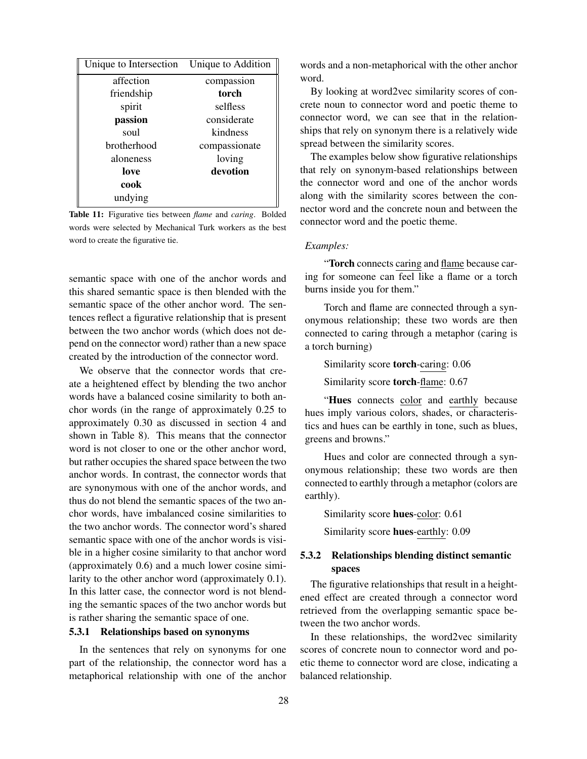| Unique to Intersection | Unique to Addition |
|---|---|
| affection | compassion |
| friendship | **torch** |
| spirit | selfless |
| **passion** | considerate |
| soul | kindness |
| brotherhood | compassionate |
| aloneness | loving |
| **love** | **devotion** |
| **cook** | |
| undying | |

**Table 11:** Figurative ties between *flame* and *caring*. Bolded words were selected by Mechanical Turk workers as the best word to create the figurative tie.

semantic space with one of the anchor words and this shared semantic space is then blended with the semantic space of the other anchor word. The sentences reflect a figurative relationship that is present between the two anchor words (which does not depend on the connector word) rather than a new space created by the introduction of the connector word.

We observe that the connector words that create a heightened effect by blending the two anchor words have a balanced cosine similarity to both anchor words (in the range of approximately 0.25 to approximately 0.30 as discussed in section 4 and shown in Table 8). This means that the connector word is not closer to one or the other anchor word, but rather occupies the shared space between the two anchor words. In contrast, the connector words that are synonymous with one of the anchor words, and thus do not blend the semantic spaces of the two anchor words, have imbalanced cosine similarities to the two anchor words. The connector word's shared semantic space with one of the anchor words is visible in a higher cosine similarity to that anchor word (approximately 0.6) and a much lower cosine similarity to the other anchor word (approximately 0.1). In this latter case, the connector word is not blending the semantic spaces of the two anchor words but is rather sharing the semantic space of one.

### 5.3.1 Relationships based on synonyms

In the sentences that rely on synonyms for one part of the relationship, the connector word has a metaphorical relationship with one of the anchor words and a non-metaphorical with the other anchor word.

By looking at word2vec similarity scores of concrete noun to connector word and poetic theme to connector word, we can see that in the relationships that rely on synonym there is a relatively wide spread between the similarity scores.

The examples below show figurative relationships that rely on synonym-based relationships between the connector word and one of the anchor words along with the similarity scores between the connector word and the concrete noun and between the connector word and the poetic theme.

*Examples:*

"**Torch** connects caring and flame because caring for someone can feel like a flame or a torch burns inside you for them."

Torch and flame are connected through a synonymous relationship; these two words are then connected to caring through a metaphor (caring is a torch burning)

Similarity score **torch**-caring: 0.06

Similarity score **torch**-flame: 0.67

"**Hues** connects color and earthly because hues imply various colors, shades, or characteristics and hues can be earthly in tone, such as blues, greens and browns."

Hues and color are connected through a synonymous relationship; these two words are then connected to earthly through a metaphor (colors are earthly).

Similarity score **hues**-color: 0.61

Similarity score **hues**-earthly: 0.09

### 5.3.2 Relationships blending distinct semantic spaces

The figurative relationships that result in a heightened effect are created through a connector word retrieved from the overlapping semantic space between the two anchor words.

In these relationships, the word2vec similarity scores of concrete noun to connector word and poetic theme to connector word are close, indicating a balanced relationship.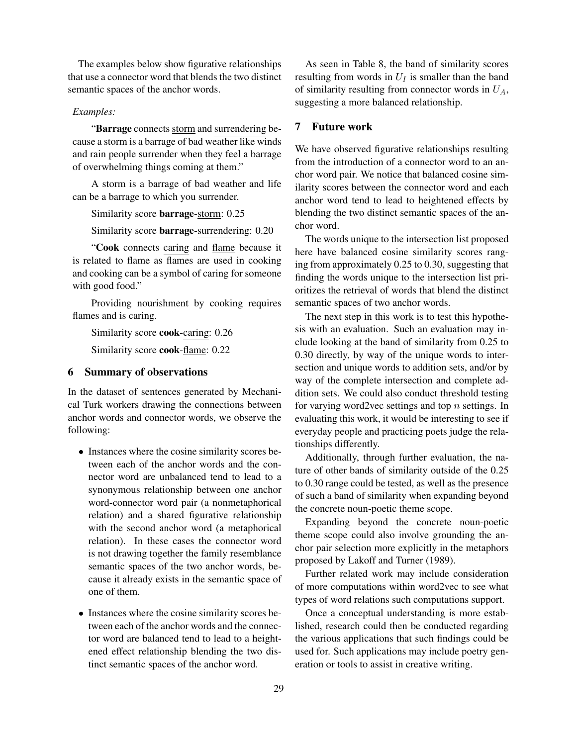The examples below show figurative relationships that use a connector word that blends the two distinct semantic spaces of the anchor words.

*Examples:*

"**Barrage** connects storm and surrendering because a storm is a barrage of bad weather like winds and rain people surrender when they feel a barrage of overwhelming things coming at them."

A storm is a barrage of bad weather and life can be a barrage to which you surrender.

Similarity score **barrage**-storm: 0.25

Similarity score **barrage**-surrendering: 0.20

"**Cook** connects caring and flame because it is related to flame as flames are used in cooking and cooking can be a symbol of caring for someone with good food."

Providing nourishment by cooking requires flames and is caring.

Similarity score **cook**-caring: 0.26

Similarity score **cook**-flame: 0.22

## 6 Summary of observations

In the dataset of sentences generated by Mechanical Turk workers drawing the connections between anchor words and connector words, we observe the following:

- Instances where the cosine similarity scores between each of the anchor words and the connector word are unbalanced tend to lead to a synonymous relationship between one anchor word-connector word pair (a nonmetaphorical relation) and a shared figurative relationship with the second anchor word (a metaphorical relation). In these cases the connector word is not drawing together the family resemblance semantic spaces of the two anchor words, because it already exists in the semantic space of one of them.
- Instances where the cosine similarity scores between each of the anchor words and the connector word are balanced tend to lead to a heightened effect relationship blending the two distinct semantic spaces of the anchor word.

As seen in Table 8, the band of similarity scores resulting from words in $U_I$ is smaller than the band of similarity resulting from connector words in $U_A$, suggesting a more balanced relationship.

## 7 Future work

We have observed figurative relationships resulting from the introduction of a connector word to an anchor word pair. We notice that balanced cosine similarity scores between the connector word and each anchor word tend to lead to heightened effects by blending the two distinct semantic spaces of the anchor word.

The words unique to the intersection list proposed here have balanced cosine similarity scores ranging from approximately 0.25 to 0.30, suggesting that finding the words unique to the intersection list prioritizes the retrieval of words that blend the distinct semantic spaces of two anchor words.

The next step in this work is to test this hypothesis with an evaluation. Such an evaluation may include looking at the band of similarity from 0.25 to 0.30 directly, by way of the unique words to intersection and unique words to addition sets, and/or by way of the complete intersection and complete addition sets. We could also conduct threshold testing for varying word2vec settings and top $n$ settings. In evaluating this work, it would be interesting to see if everyday people and practicing poets judge the relationships differently.

Additionally, through further evaluation, the nature of other bands of similarity outside of the 0.25 to 0.30 range could be tested, as well as the presence of such a band of similarity when expanding beyond the concrete noun-poetic theme scope.

Expanding beyond the concrete noun-poetic theme scope could also involve grounding the anchor pair selection more explicitly in the metaphors proposed by Lakoff and Turner (1989).

Further related work may include consideration of more computations within word2vec to see what types of word relations such computations support.

Once a conceptual understanding is more established, research could then be conducted regarding the various applications that such findings could be used for. Such applications may include poetry generation or tools to assist in creative writing.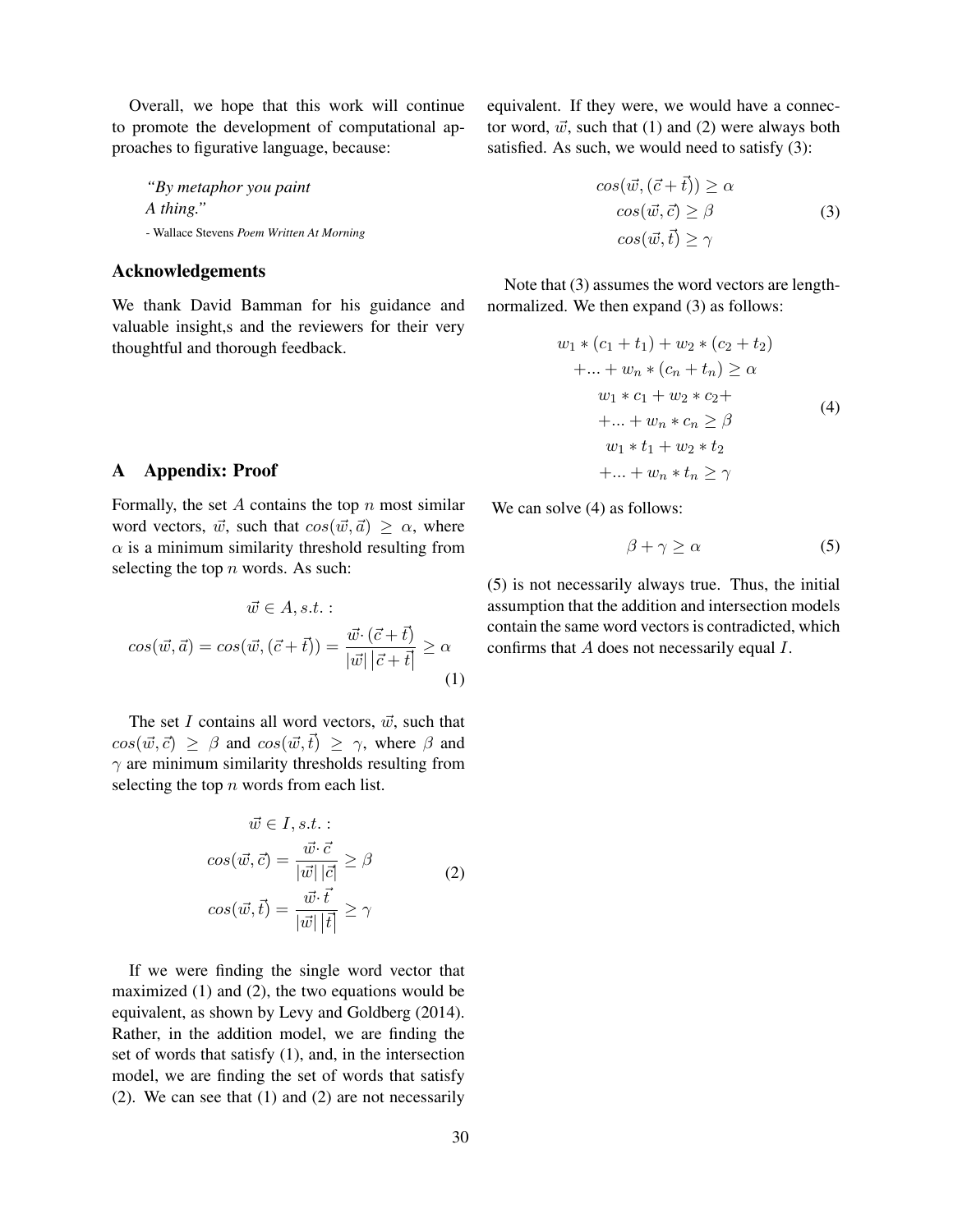Overall, we hope that this work will continue to promote the development of computational approaches to figurative language, because:

> *"By metaphor you paint*
> *A thing."*
>
> - Wallace Stevens *Poem Written At Morning*

## Acknowledgements

We thank David Bamman for his guidance and valuable insight,s and the reviewers for their very thoughtful and thorough feedback.

## A Appendix: Proof

Formally, the set $A$ contains the top $n$ most similar word vectors, $\vec{w}$, such that $cos(\vec{w}, \vec{a}) \geq \alpha$, where $\alpha$ is a minimum similarity threshold resulting from selecting the top $n$ words. As such:

$$\begin{gathered} \vec{w} \in A, s.t. : \\ cos(\vec{w}, \vec{a}) = cos(\vec{w}, (\vec{c} + \vec{t})) = \frac{\vec{w} \cdot (\vec{c} + \vec{t})}{|\vec{w}| \left|\vec{c} + \vec{t}\right|} \geq \alpha \end{gathered} \tag{1}$$

The set $I$ contains all word vectors, $\vec{w}$, such that $cos(\vec{w}, \vec{c}) \geq \beta$ and $cos(\vec{w}, \vec{t}) \geq \gamma$, where $\beta$ and $\gamma$ are minimum similarity thresholds resulting from selecting the top $n$ words from each list.

$$\begin{gathered} \vec{w} \in I, s.t. : \\ cos(\vec{w}, \vec{c}) = \frac{\vec{w} \cdot \vec{c}}{|\vec{w}| \, |\vec{c}|} \geq \beta \\ cos(\vec{w}, \vec{t}) = \frac{\vec{w} \cdot \vec{t}}{|\vec{w}| \, |\vec{t}|} \geq \gamma \end{gathered} \tag{2}$$

If we were finding the single word vector that maximized (1) and (2), the two equations would be equivalent, as shown by Levy and Goldberg (2014). Rather, in the addition model, we are finding the set of words that satisfy (1), and, in the intersection model, we are finding the set of words that satisfy (2). We can see that (1) and (2) are not necessarily equivalent. If they were, we would have a connector word, $\vec{w}$, such that (1) and (2) were always both satisfied. As such, we would need to satisfy (3):

$$\begin{gathered} cos(\vec{w}, (\vec{c} + \vec{t})) \geq \alpha \\ cos(\vec{w}, \vec{c}) \geq \beta \\ cos(\vec{w}, \vec{t}) \geq \gamma \end{gathered} \tag{3}$$

Note that (3) assumes the word vectors are length-normalized. We then expand (3) as follows:

$$\begin{gathered} w_1 * (c_1 + t_1) + w_2 * (c_2 + t_2) \\ + ... + w_n * (c_n + t_n) \geq \alpha \\ w_1 * c_1 + w_2 * c_2 + \\ + ... + w_n * c_n \geq \beta \\ w_1 * t_1 + w_2 * t_2 \\ + ... + w_n * t_n \geq \gamma \end{gathered} \tag{4}$$

We can solve (4) as follows:

$$\beta + \gamma \geq \alpha \tag{5}$$

(5) is not necessarily always true. Thus, the initial assumption that the addition and intersection models contain the same word vectors is contradicted, which confirms that $A$ does not necessarily equal $I$.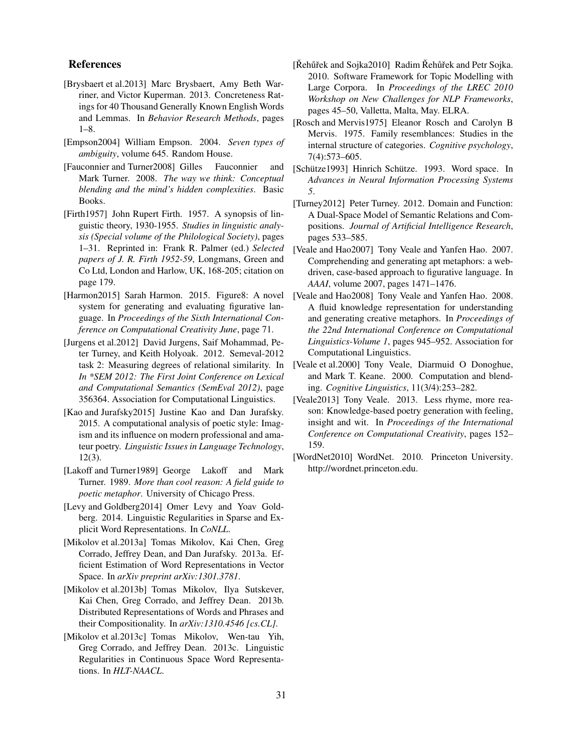## References

[Brysbaert et al.2013] Marc Brysbaert, Amy Beth Warriner, and Victor Kuperman. 2013. Concreteness Ratings for 40 Thousand Generally Known English Words and Lemmas. In *Behavior Research Methods*, pages 1–8.

[Empson2004] William Empson. 2004. *Seven types of ambiguity*, volume 645. Random House.

[Fauconnier and Turner2008] Gilles Fauconnier and Mark Turner. 2008. *The way we think: Conceptual blending and the mind's hidden complexities*. Basic Books.

[Firth1957] John Rupert Firth. 1957. A synopsis of linguistic theory, 1930-1955. *Studies in linguistic analysis (Special volume of the Philological Society)*, pages 1–31. Reprinted in: Frank R. Palmer (ed.) *Selected papers of J. R. Firth 1952-59*, Longmans, Green and Co Ltd, London and Harlow, UK, 168-205; citation on page 179.

[Harmon2015] Sarah Harmon. 2015. Figure8: A novel system for generating and evaluating figurative language. In *Proceedings of the Sixth International Conference on Computational Creativity June*, page 71.

[Jurgens et al.2012] David Jurgens, Saif Mohammad, Peter Turney, and Keith Holyoak. 2012. Semeval-2012 task 2: Measuring degrees of relational similarity. In *In \*SEM 2012: The First Joint Conference on Lexical and Computational Semantics (SemEval 2012)*, page 356364. Association for Computational Linguistics.

[Kao and Jurafsky2015] Justine Kao and Dan Jurafsky. 2015. A computational analysis of poetic style: Imagism and its influence on modern professional and amateur poetry. *Linguistic Issues in Language Technology*, 12(3).

[Lakoff and Turner1989] George Lakoff and Mark Turner. 1989. *More than cool reason: A field guide to poetic metaphor*. University of Chicago Press.

[Levy and Goldberg2014] Omer Levy and Yoav Goldberg. 2014. Linguistic Regularities in Sparse and Explicit Word Representations. In *CoNLL*.

[Mikolov et al.2013a] Tomas Mikolov, Kai Chen, Greg Corrado, Jeffrey Dean, and Dan Jurafsky. 2013a. Efficient Estimation of Word Representations in Vector Space. In *arXiv preprint arXiv:1301.3781*.

[Mikolov et al.2013b] Tomas Mikolov, Ilya Sutskever, Kai Chen, Greg Corrado, and Jeffrey Dean. 2013b. Distributed Representations of Words and Phrases and their Compositionality. In *arXiv:1310.4546 [cs.CL]*.

[Mikolov et al.2013c] Tomas Mikolov, Wen-tau Yih, Greg Corrado, and Jeffrey Dean. 2013c. Linguistic Regularities in Continuous Space Word Representations. In *HLT-NAACL*.

[Řehůřek and Sojka2010] Radim Řehůřek and Petr Sojka. 2010. Software Framework for Topic Modelling with Large Corpora. In *Proceedings of the LREC 2010 Workshop on New Challenges for NLP Frameworks*, pages 45–50, Valletta, Malta, May. ELRA.

[Rosch and Mervis1975] Eleanor Rosch and Carolyn B Mervis. 1975. Family resemblances: Studies in the internal structure of categories. *Cognitive psychology*, 7(4):573–605.

[Schütze1993] Hinrich Schütze. 1993. Word space. In *Advances in Neural Information Processing Systems 5*.

[Turney2012] Peter Turney. 2012. Domain and Function: A Dual-Space Model of Semantic Relations and Compositions. *Journal of Artificial Intelligence Research*, pages 533–585.

[Veale and Hao2007] Tony Veale and Yanfen Hao. 2007. Comprehending and generating apt metaphors: a web-driven, case-based approach to figurative language. In *AAAI*, volume 2007, pages 1471–1476.

[Veale and Hao2008] Tony Veale and Yanfen Hao. 2008. A fluid knowledge representation for understanding and generating creative metaphors. In *Proceedings of the 22nd International Conference on Computational Linguistics-Volume 1*, pages 945–952. Association for Computational Linguistics.

[Veale et al.2000] Tony Veale, Diarmuid O Donoghue, and Mark T. Keane. 2000. Computation and blending. *Cognitive Linguistics*, 11(3/4):253–282.

[Veale2013] Tony Veale. 2013. Less rhyme, more reason: Knowledge-based poetry generation with feeling, insight and wit. In *Proceedings of the International Conference on Computational Creativity*, pages 152–159.

[WordNet2010] WordNet. 2010. Princeton University. http://wordnet.princeton.edu.